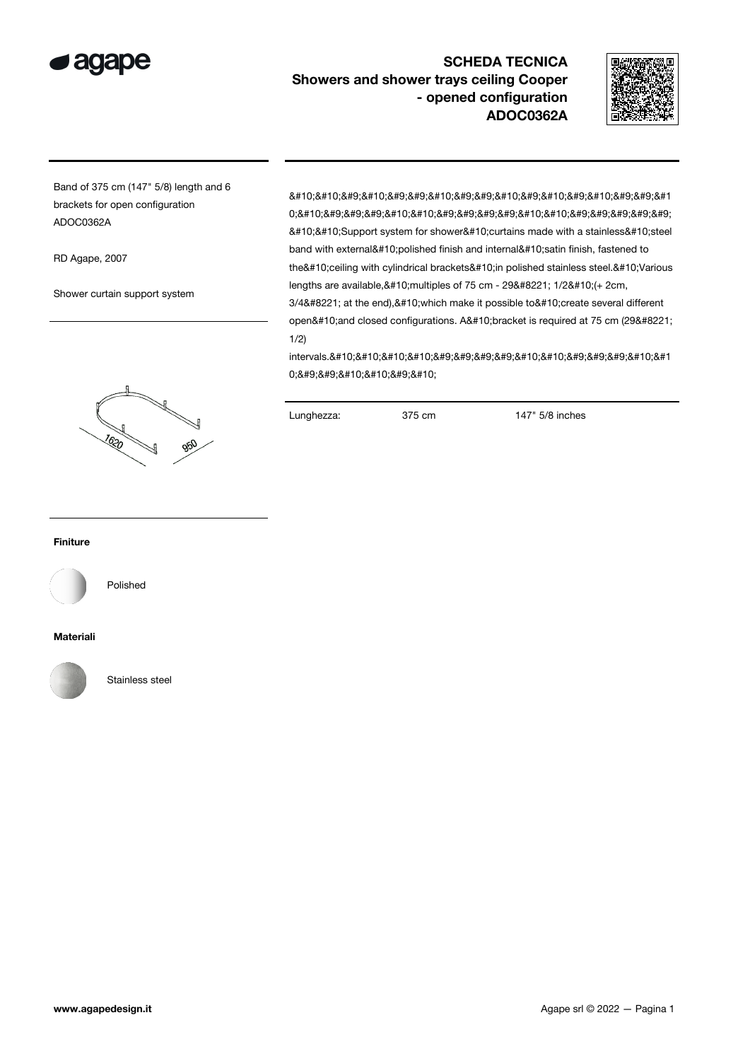# SCHEDA TECNICA

## Showers and shower trays ceiling Cooper - opened configuration ADOC0362A

Band of 375 cm (147" 5/8) length and 6 brackets for open configuration ADOC0362A

RD Agape, 2007

Shower curtain support system

&#10;&#10;&#9;&#10;&#9;&#9;&#10;&#9;&#9;&#10;&#9;&#10;&#9;&#10;&#9;&#9;&#10;&#10;&#9;&#9;&#9;&#10;&#10;&#9;&#9;&#9;&#9;&#10;&#10;&#9;&#9;&#9;&#9;&#9;&#10;&#10;Support system for shower&#10;curtains made with a stainless&#10;steel band with external&#10;polished finish and internal&#10;satin finish, fastened to the&#10;ceiling with cylindrical brackets&#10;in polished stainless steel.&#10;Various lengths are available,&#10;multiples of 75 cm - 29&#8221; 1/2&#10;(+ 2cm, 3/4&#8221; at the end),&#10;which make it possible to&#10;create several different open&#10;and closed configurations. A&#10;bracket is required at 75 cm (29&#8221; 1/2) intervals.&#10;&#10;&#10;&#10;&#9;&#9;&#9;&#9;&#10;&#10;&#9;&#9;&#9;&#10;&#10;&#9;&#9;&#10;&#10;&#9;&#10;

| Lunghezza: | 375 cm | 147" 5/8 inches |
|---|---|---|

1620

950

### Finiture

Polished

### Materiali

Stainless steel

www.agapedesign.it

Agape srl © 2022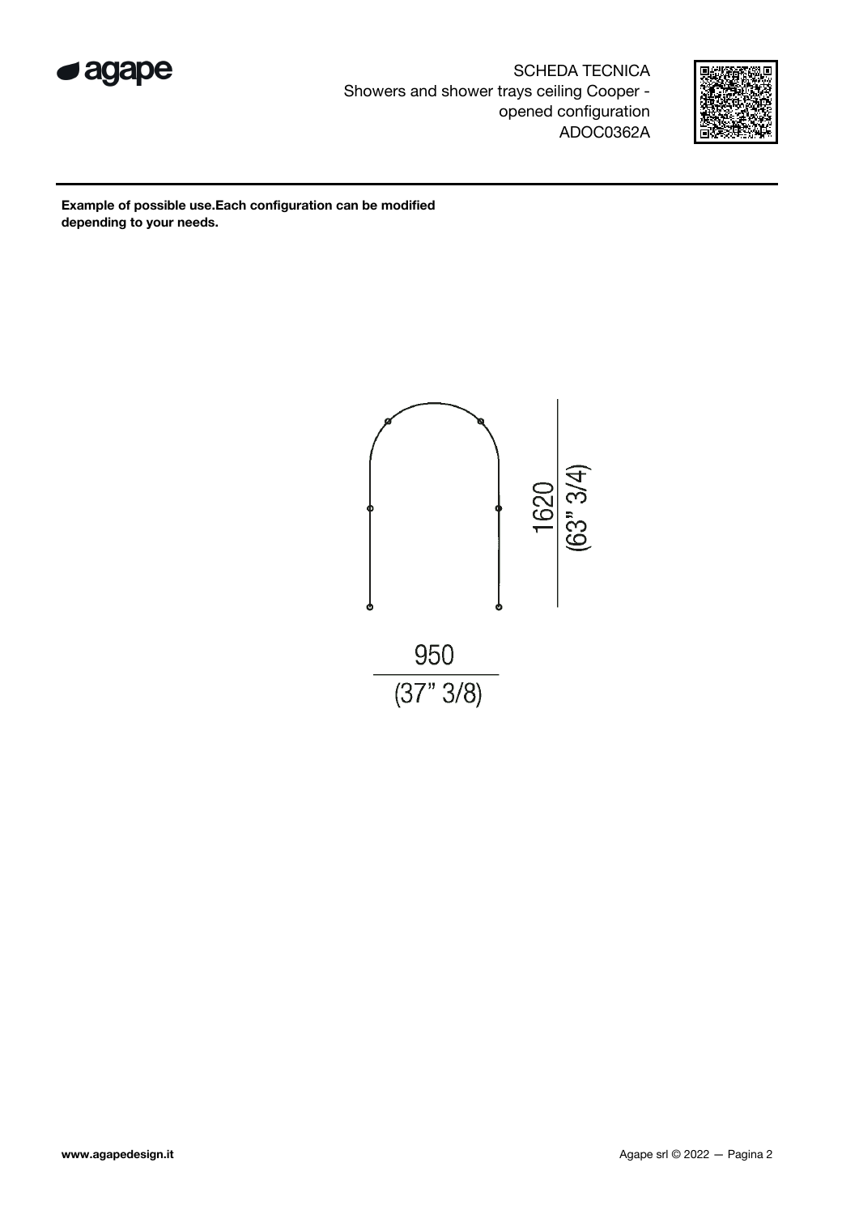SCHEDA TECNICA
Showers and shower trays ceiling Cooper - opened configuration
ADOC0362A

**Example of possible use.Each configuration can be modified depending to your needs.**

1620
(63" 3/4)

950
(37" 3/8)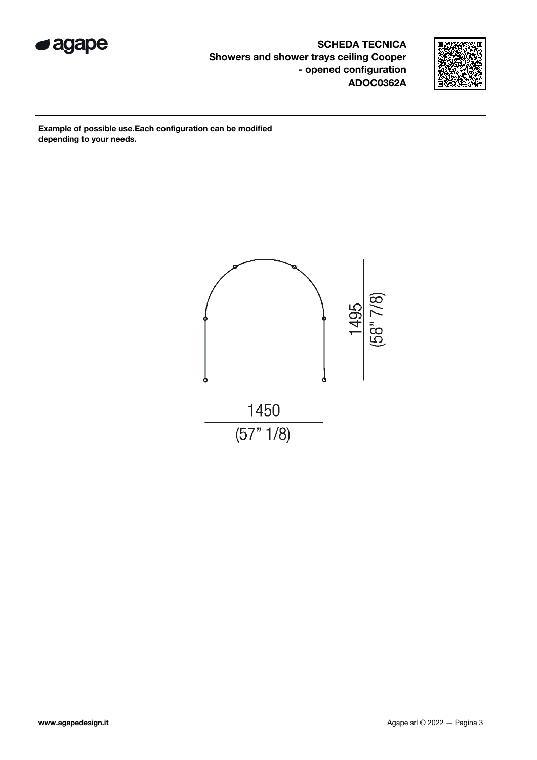**SCHEDA TECNICA**
**Showers and shower trays ceiling Cooper - opened configuration**
**ADOC0362A**

**Example of possible use.Each configuration can be modified depending to your needs.**

1495
(58" 7/8)

1450
(57" 1/8)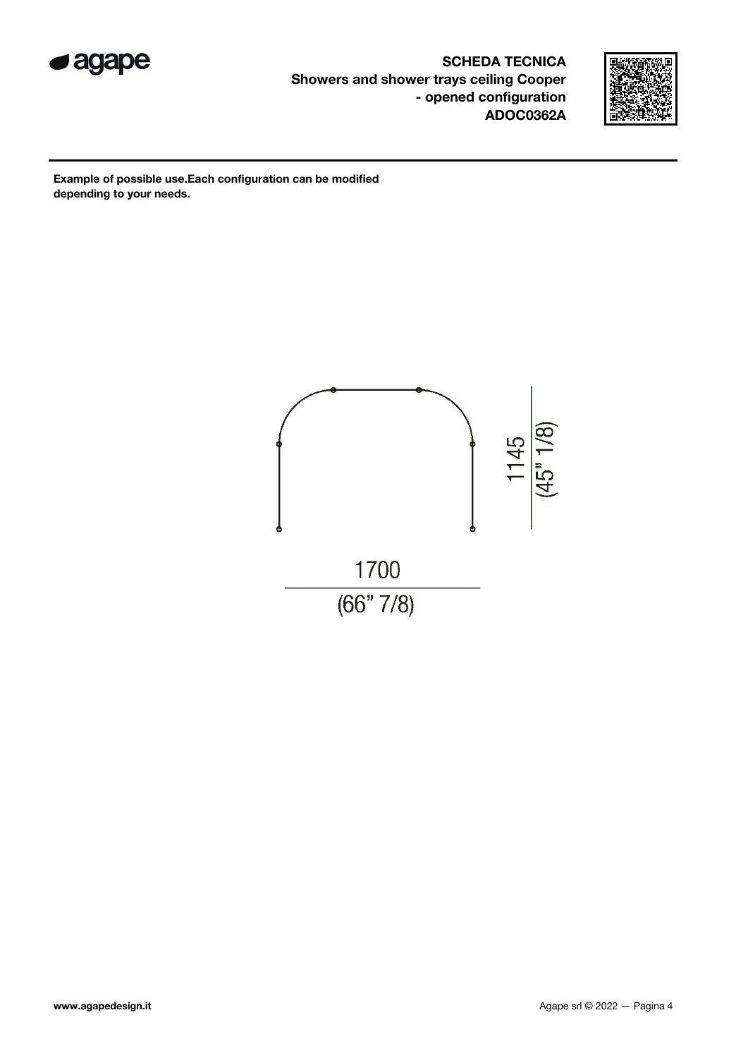**SCHEDA TECNICA**
**Showers and shower trays ceiling Cooper - opened configuration**
**ADOC0362A**

**Example of possible use.Each configuration can be modified depending to your needs.**

1145
(45" 1/8)

1700
(66" 7/8)